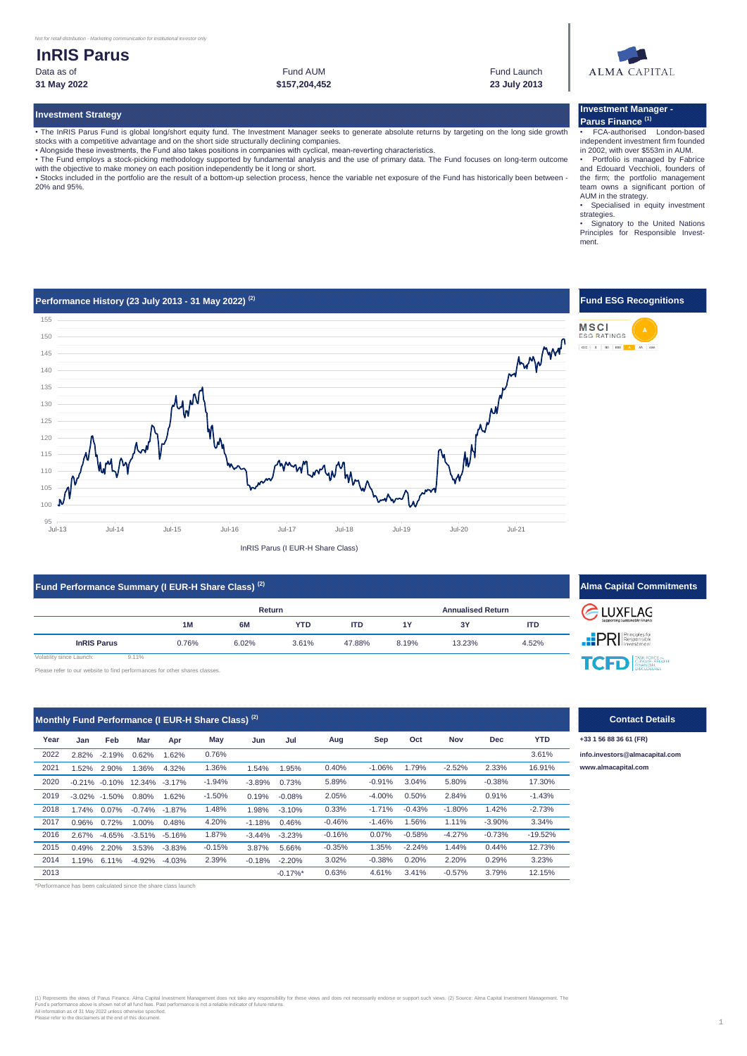*Not for retail distribution - Marketing communication for institutional investor only*

# InRIS Parus

| Data as of | Fund AUM | Fund Launch |
|---|---|---|
| **31 May 2022** | **$157,204,452** | **23 July 2013** |

ALMA CAPITAL

## Investment Strategy

• The InRIS Parus Fund is global long/short equity fund. The Investment Manager seeks to generate absolute returns by targeting on the long side growth stocks with a competitive advantage and on the short side structurally declining companies.
• Alongside these investments, the Fund also takes positions in companies with cyclical, mean-reverting characteristics.
• The Fund employs a stock-picking methodology supported by fundamental analysis and the use of primary data. The Fund focuses on long-term outcome with the objective to make money on each position independently be it long or short.
• Stocks included in the portfolio are the result of a bottom-up selection process, hence the variable net exposure of the Fund has historically been between -20% and 95%.

## Investment Manager - Parus Finance [1]

• FCA-authorised London-based independent investment firm founded in 2002, with over $553m in AUM.
• Portfolio is managed by Fabrice and Edouard Vecchioli, founders of the firm; the portfolio management team owns a significant portion of AUM in the strategy.
• Specialised in equity investment strategies.
• Signatory to the United Nations Principles for Responsible Investment.

## Performance History (23 July 2013 - 31 May 2022) [2]

InRIS Parus (I EUR-H Share Class)

## Fund ESG Recognitions

MSCI ESG RATINGS: A

## Fund Performance Summary (I EUR-H Share Class) [2]

| | Return | | | | Annualised Return | | |
|---|---|---|---|---|---|---|---|
| | 1M | 6M | YTD | ITD | 1Y | 3Y | ITD |
| **InRIS Parus** | 0.76% | 6.02% | 3.61% | 47.88% | 8.19% | 13.23% | 4.52% |

Volatility since Launch: 9.11%

Please refer to our website to find performances for other shares classes.

## Alma Capital Commitments

LUXFLAG – Supporting Sustainable Finance
PRI – Principles for Responsible Investment
TCFD – Task Force on Climate-Related Financial Disclosures

## Monthly Fund Performance (I EUR-H Share Class) [2]

| Year | Jan | Feb | Mar | Apr | May | Jun | Jul | Aug | Sep | Oct | Nov | Dec | YTD |
|---|---|---|---|---|---|---|---|---|---|---|---|---|---|
| 2022 | 2.82% | -2.19% | 0.62% | 1.62% | 0.76% | | | | | | | | 3.61% |
| 2021 | 1.52% | 2.90% | 1.36% | 4.32% | 1.36% | 1.54% | 1.95% | 0.40% | -1.06% | 1.79% | -2.52% | 2.33% | 16.91% |
| 2020 | -0.21% | -0.10% | 12.34% | -3.17% | -1.94% | -3.89% | 0.73% | 5.89% | -0.91% | 3.04% | 5.80% | -0.38% | 17.30% |
| 2019 | -3.02% | -1.50% | 0.80% | 1.62% | -1.50% | 0.19% | -0.08% | 2.05% | -4.00% | 0.50% | 2.84% | 0.91% | -1.43% |
| 2018 | 1.74% | 0.07% | -0.74% | -1.87% | 1.48% | 1.98% | -3.10% | 0.33% | -1.71% | -0.43% | -1.80% | 1.42% | -2.73% |
| 2017 | 0.96% | 0.72% | 1.00% | 0.48% | 4.20% | -1.18% | 0.46% | -0.46% | -1.46% | 1.56% | 1.11% | -3.90% | 3.34% |
| 2016 | 2.67% | -4.65% | -3.51% | -5.16% | 1.87% | -3.44% | -3.23% | -0.16% | 0.07% | -0.58% | -4.27% | -0.73% | -19.52% |
| 2015 | 0.49% | 2.20% | 3.53% | -3.83% | -0.15% | 3.87% | 5.66% | -0.35% | 1.35% | -2.24% | 1.44% | 0.44% | 12.73% |
| 2014 | 1.19% | 6.11% | -4.92% | -4.03% | 2.39% | -0.18% | -2.20% | 3.02% | -0.38% | 0.20% | 2.20% | 0.29% | 3.23% |
| 2013 | | | | | | | -0.17%* | 0.63% | 4.61% | 3.41% | -0.57% | 3.79% | 12.15% |

*Performance has been calculated since the share class launch

## Contact Details

+33 1 56 88 36 61 (FR)

info.investors@almacapital.com

www.almacapital.com

(1) Represents the views of Parus Finance. Alma Capital Investment Management does not take any responsibility for these views and does not necessarily endorse or support such views. (2) Source: Alma Capital Investment Management. The Fund's performance above is shown net of all fund fees. Past performance is not a reliable indicator of future returns.
All information as of 31 May 2022 unless otherwise specified.
Please refer to the disclaimers at the end of this document.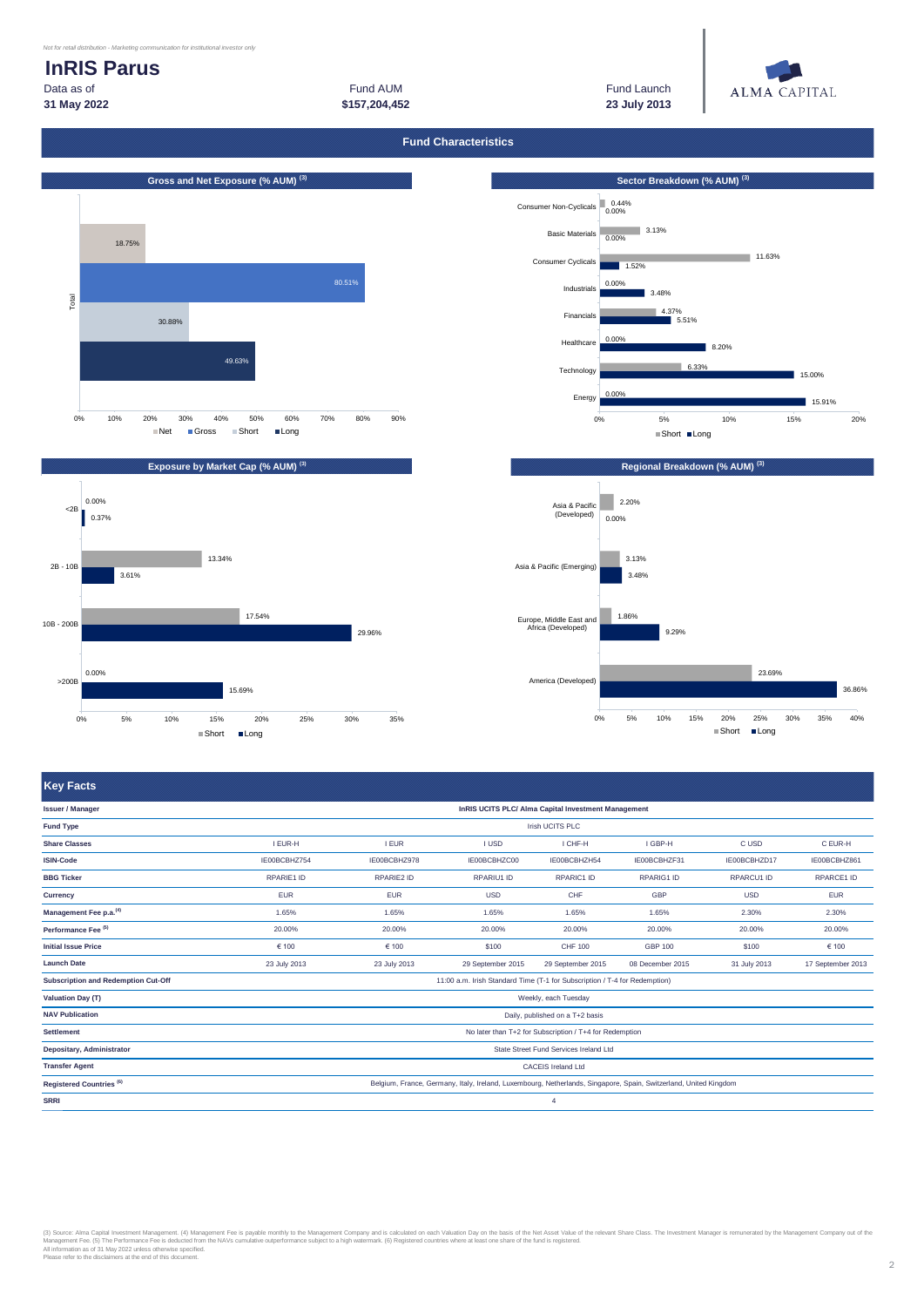*Not for retail distribution - Marketing communication for institutional investor only*

# InRIS Parus

| Data as of | Fund AUM | Fund Launch |
|---|---|---|
| **31 May 2022** | **$157,204,452** | **23 July 2013** |

ALMA CAPITAL

## Fund Characteristics

### Gross and Net Exposure (% AUM) (3)

| Total | % |
|---|---|
| Net | 18.75% |
| Gross | 80.51% |
| Short | 30.88% |
| Long | 49.63% |

### Sector Breakdown (% AUM) (3)

| Sector | Short | Long |
|---|---|---|
| Consumer Non-Cyclicals | 0.44% | 0.00% |
| Basic Materials | 3.13% | 0.00% |
| Consumer Cyclicals | 11.63% | 1.52% |
| Industrials | 0.00% | 3.48% |
| Financials | 4.37% | 5.51% |
| Healthcare | 0.00% | 8.20% |
| Technology | 6.33% | 15.00% |
| Energy | 0.00% | 15.91% |

### Exposure by Market Cap (% AUM) (3)

| Market Cap | Short | Long |
|---|---|---|
| <2B | 0.00% | 0.37% |
| 2B - 10B | 13.34% | 3.61% |
| 10B - 200B | 17.54% | 29.96% |
| >200B | 0.00% | 15.69% |

### Regional Breakdown (% AUM) (3)

| Region | Short | Long |
|---|---|---|
| Asia & Pacific (Developed) | 2.20% | 0.00% |
| Asia & Pacific (Emerging) | 3.13% | 3.48% |
| Europe, Middle East and Africa (Developed) | 1.86% | 9.29% |
| America (Developed) | 23.69% | 36.86% |

## Key Facts

| | | | | | | | |
|---|---|---|---|---|---|---|---|
| **Issuer / Manager** | InRIS UCITS PLC/ Alma Capital Investment Management | | | | | | |
| **Fund Type** | Irish UCITS PLC | | | | | | |
| **Share Classes** | I EUR-H | I EUR | I USD | I CHF-H | I GBP-H | C USD | C EUR-H |
| **ISIN-Code** | IE00BCBHZ754 | IE00BCBHZ978 | IE00BCBHZC00 | IE00BCBHZH54 | IE00BCBHZF31 | IE00BCBHZD17 | IE00BCBHZ861 |
| **BBG Ticker** | RPARIE1 ID | RPARIE2 ID | RPARIU1 ID | RPARIC1 ID | RPARIG1 ID | RPARCU1 ID | RPARCE1 ID |
| **Currency** | EUR | EUR | USD | CHF | GBP | USD | EUR |
| **Management Fee p.a.** (4) | 1.65% | 1.65% | 1.65% | 1.65% | 1.65% | 2.30% | 2.30% |
| **Performance Fee** (5) | 20.00% | 20.00% | 20.00% | 20.00% | 20.00% | 20.00% | 20.00% |
| **Initial Issue Price** | € 100 | € 100 | $100 | CHF 100 | GBP 100 | $100 | € 100 |
| **Launch Date** | 23 July 2013 | 23 July 2013 | 29 September 2015 | 29 September 2015 | 08 December 2015 | 31 July 2013 | 17 September 2013 |
| **Subscription and Redemption Cut-Off** | 11:00 a.m. Irish Standard Time (T-1 for Subscription / T-4 for Redemption) | | | | | | |
| **Valuation Day (T)** | Weekly, each Tuesday | | | | | | |
| **NAV Publication** | Daily, published on a T+2 basis | | | | | | |
| **Settlement** | No later than T+2 for Subscription / T+4 for Redemption | | | | | | |
| **Depositary, Administrator** | State Street Fund Services Ireland Ltd | | | | | | |
| **Transfer Agent** | CACEIS Ireland Ltd | | | | | | |
| **Registered Countries** (6) | Belgium, France, Germany, Italy, Ireland, Luxembourg, Netherlands, Singapore, Spain, Switzerland, United Kingdom | | | | | | |
| **SRRI** | 4 | | | | | | |

(3) Source: Alma Capital Investment Management. (4) Management Fee is payable monthly to the Management Company and is calculated on each Valuation Day on the basis of the Net Asset Value of the relevant Share Class. The Investment Manager is remunerated by the Management Company out of the Management Fee. (5) The Performance Fee is deducted from the NAVs cumulative outperformance subject to a high watermark. (6) Registered countries where at least one share of the fund is registered.
All information as of 31 May 2022 unless otherwise specified.
Please refer to the disclaimers at the end of this document.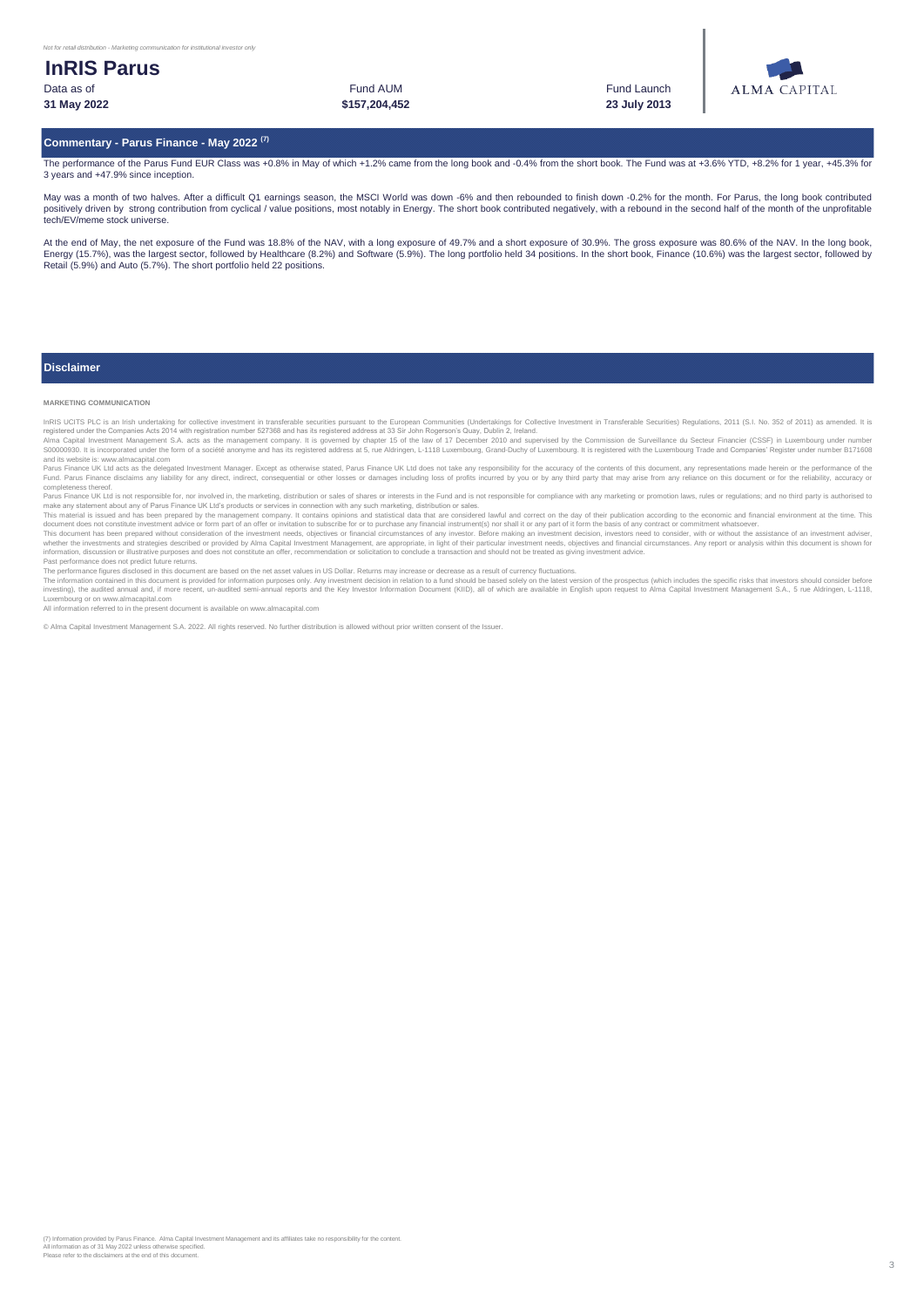*Not for retail distribution - Marketing communication for institutional investor only*

# InRIS Parus

| Data as of | Fund AUM | Fund Launch |
| --- | --- | --- |
| **31 May 2022** | **$157,204,452** | **23 July 2013** |

ALMA CAPITAL

## Commentary - Parus Finance - May 2022 [7]

The performance of the Parus Fund EUR Class was +0.8% in May of which +1.2% came from the long book and -0.4% from the short book. The Fund was at +3.6% YTD, +8.2% for 1 year, +45.3% for 3 years and +47.9% since inception.

May was a month of two halves. After a difficult Q1 earnings season, the MSCI World was down -6% and then rebounded to finish down -0.2% for the month. For Parus, the long book contributed positively driven by strong contribution from cyclical / value positions, most notably in Energy. The short book contributed negatively, with a rebound in the second half of the month of the unprofitable tech/EV/meme stock universe.

At the end of May, the net exposure of the Fund was 18.8% of the NAV, with a long exposure of 49.7% and a short exposure of 30.9%. The gross exposure was 80.6% of the NAV. In the long book, Energy (15.7%), was the largest sector, followed by Healthcare (8.2%) and Software (5.9%). The long portfolio held 34 positions. In the short book, Finance (10.6%) was the largest sector, followed by Retail (5.9%) and Auto (5.7%). The short portfolio held 22 positions.

## Disclaimer

**MARKETING COMMUNICATION**

InRIS UCITS PLC is an Irish undertaking for collective investment in transferable securities pursuant to the European Communities (Undertakings for Collective Investment in Transferable Securities) Regulations, 2011 (S.I. No. 352 of 2011) as amended. It is registered under the Companies Acts 2014 with registration number 527368 and has its registered address at 33 Sir John Rogerson's Quay, Dublin 2, Ireland.
Alma Capital Investment Management S.A. acts as the management company. It is governed by chapter 15 of the law of 17 December 2010 and supervised by the Commission de Surveillance du Secteur Financier (CSSF) in Luxembourg under number S00000930. It is incorporated under the form of a société anonyme and has its registered address at 5, rue Aldringen, L-1118 Luxembourg, Grand-Duchy of Luxembourg. It is registered with the Luxembourg Trade and Companies' Register under number B171608 and its website is: www.almacapital.com
Parus Finance UK Ltd acts as the delegated Investment Manager. Except as otherwise stated, Parus Finance UK Ltd does not take any responsibility for the accuracy of the contents of this document, any representations made herein or the performance of the Fund. Parus Finance disclaims any liability for any direct, indirect, consequential or other losses or damages including loss of profits incurred by you or by any third party that may arise from any reliance on this document or for the reliability, accuracy or completeness thereof.
Parus Finance UK Ltd is not responsible for, nor involved in, the marketing, distribution or sales of shares or interests in the Fund and is not responsible for compliance with any marketing or promotion laws, rules or regulations; and no third party is authorised to make any statement about any of Parus Finance UK Ltd's products or services in connection with any such marketing, distribution or sales.
This material is issued and has been prepared by the management company. It contains opinions and statistical data that are considered lawful and correct on the day of their publication according to the economic and financial environment at the time. This document does not constitute investment advice or form part of an offer or invitation to subscribe for or to purchase any financial instrument(s) nor shall it or any part of it form the basis of any contract or commitment whatsoever.
This document has been prepared without consideration of the investment needs, objectives or financial circumstances of any investor. Before making an investment decision, investors need to consider, with or without the assistance of an investment adviser, whether the investments and strategies described or provided by Alma Capital Investment Management, are appropriate, in light of their particular investment needs, objectives and financial circumstances. Any report or analysis within this document is shown for information, discussion or illustrative purposes and does not constitute an offer, recommendation or solicitation to conclude a transaction and should not be treated as giving investment advice.
Past performance does not predict future returns.
The performance figures disclosed in this document are based on the net asset values in US Dollar. Returns may increase or decrease as a result of currency fluctuations.
The information contained in this document is provided for information purposes only. Any investment decision in relation to a fund should be based solely on the latest version of the prospectus (which includes the specific risks that investors should consider before investing), the audited annual and, if more recent, un-audited semi-annual reports and the Key Investor Information Document (KIID), all of which are available in English upon request to Alma Capital Investment Management S.A., 5 rue Aldringen, L-1118, Luxembourg or on www.almacapital.com
All information referred to in the present document is available on www.almacapital.com

© Alma Capital Investment Management S.A. 2022. All rights reserved. No further distribution is allowed without prior written consent of the Issuer.

(7) Information provided by Parus Finance. Alma Capital Investment Management and its affiliates take no responsibility for the content.
All information as of 31 May 2022 unless otherwise specified.
Please refer to the disclaimers at the end of this document.